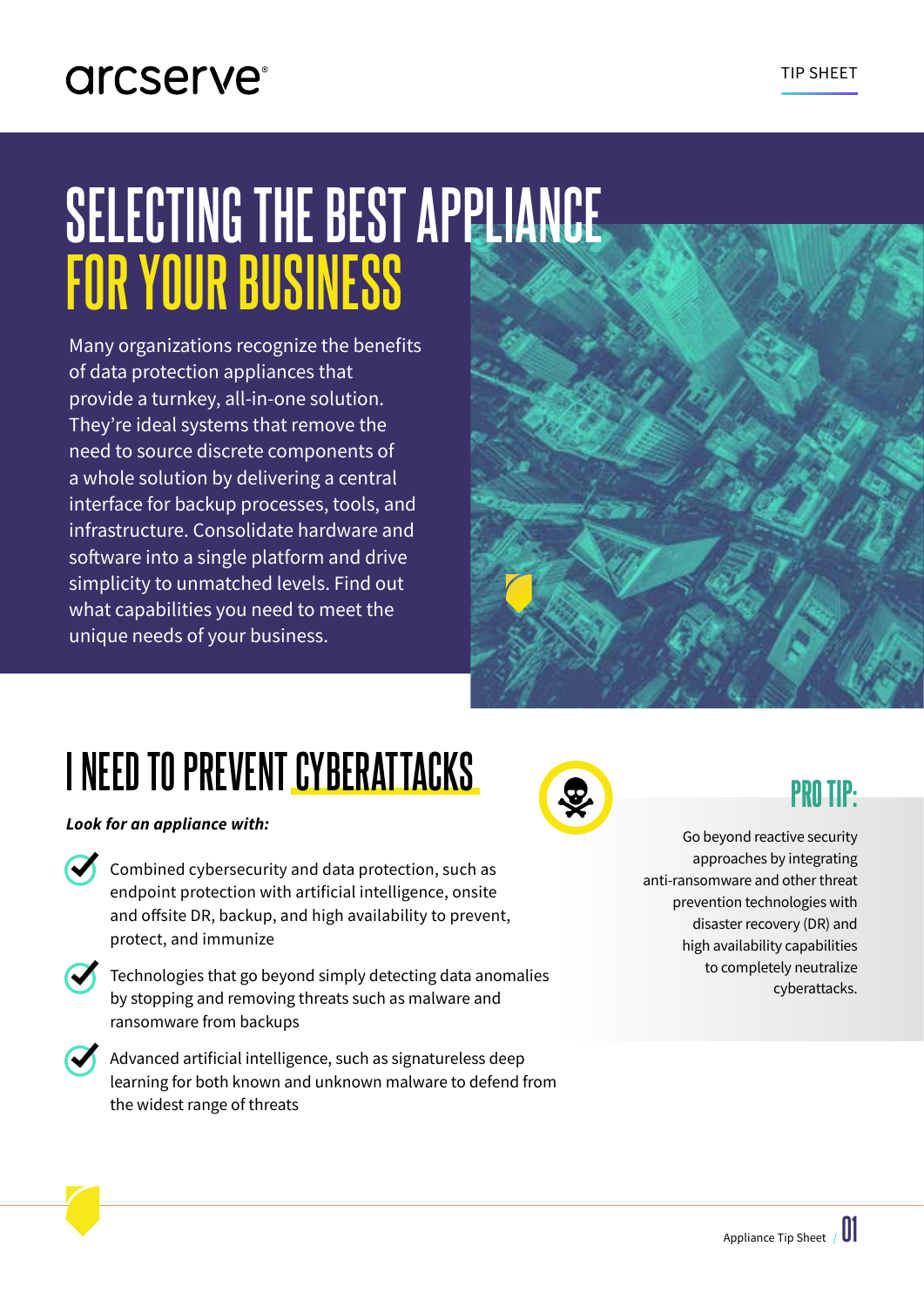arcserve®

TIP SHEET

# SELECTING THE BEST APPLIANCE FOR YOUR BUSINESS

Many organizations recognize the benefits of data protection appliances that provide a turnkey, all-in-one solution. They're ideal systems that remove the need to source discrete components of a whole solution by delivering a central interface for backup processes, tools, and infrastructure. Consolidate hardware and software into a single platform and drive simplicity to unmatched levels. Find out what capabilities you need to meet the unique needs of your business.

## I NEED TO PREVENT CYBERATTACKS

***Look for an appliance with:***

- Combined cybersecurity and data protection, such as endpoint protection with artificial intelligence, onsite and offsite DR, backup, and high availability to prevent, protect, and immunize
- Technologies that go beyond simply detecting data anomalies by stopping and removing threats such as malware and ransomware from backups
- Advanced artificial intelligence, such as signatureless deep learning for both known and unknown malware to defend from the widest range of threats

### PRO TIP:

Go beyond reactive security approaches by integrating anti-ransomware and other threat prevention technologies with disaster recovery (DR) and high availability capabilities to completely neutralize cyberattacks.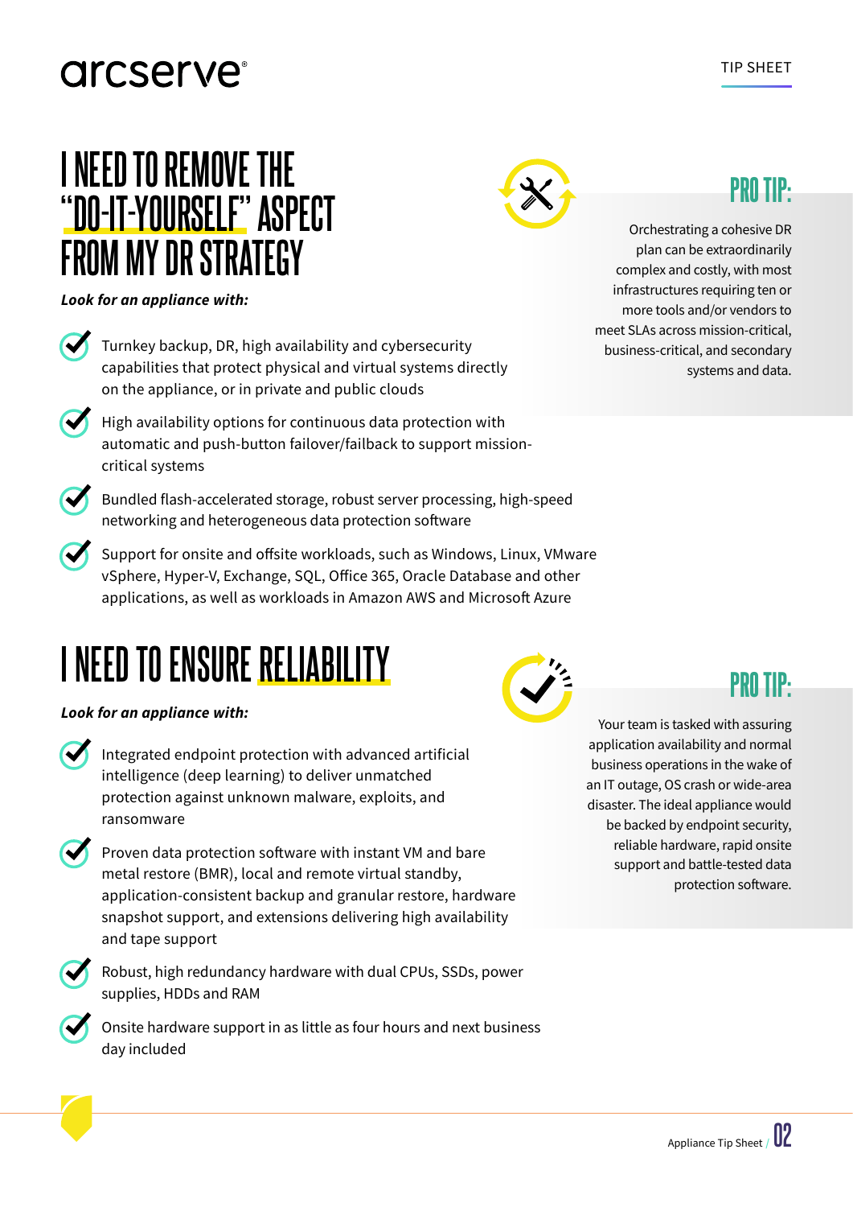# I NEED TO REMOVE THE "DO-IT-YOURSELF" ASPECT FROM MY DR STRATEGY

***Look for an appliance with:***

- Turnkey backup, DR, high availability and cybersecurity capabilities that protect physical and virtual systems directly on the appliance, or in private and public clouds
- High availability options for continuous data protection with automatic and push-button failover/failback to support mission-critical systems
- Bundled flash-accelerated storage, robust server processing, high-speed networking and heterogeneous data protection software
- Support for onsite and offsite workloads, such as Windows, Linux, VMware vSphere, Hyper-V, Exchange, SQL, Office 365, Oracle Database and other applications, as well as workloads in Amazon AWS and Microsoft Azure

## PRO TIP:

Orchestrating a cohesive DR plan can be extraordinarily complex and costly, with most infrastructures requiring ten or more tools and/or vendors to meet SLAs across mission-critical, business-critical, and secondary systems and data.

# I NEED TO ENSURE RELIABILITY

***Look for an appliance with:***

- Integrated endpoint protection with advanced artificial intelligence (deep learning) to deliver unmatched protection against unknown malware, exploits, and ransomware
- Proven data protection software with instant VM and bare metal restore (BMR), local and remote virtual standby, application-consistent backup and granular restore, hardware snapshot support, and extensions delivering high availability and tape support
- Robust, high redundancy hardware with dual CPUs, SSDs, power supplies, HDDs and RAM
- Onsite hardware support in as little as four hours and next business day included

## PRO TIP:

Your team is tasked with assuring application availability and normal business operations in the wake of an IT outage, OS crash or wide-area disaster. The ideal appliance would be backed by endpoint security, reliable hardware, rapid onsite support and battle-tested data protection software.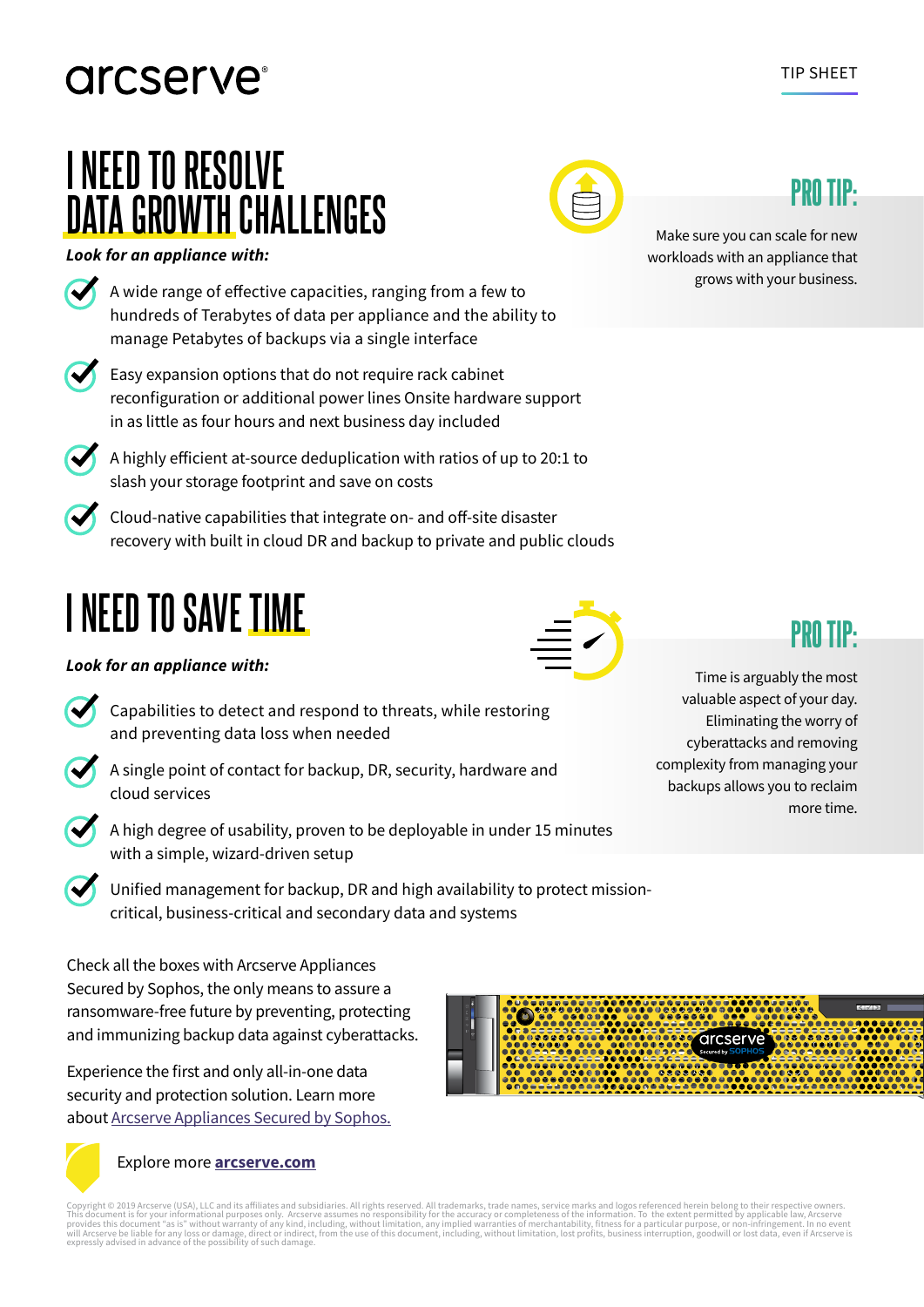arcserve®

TIP SHEET

# I NEED TO RESOLVE DATA GROWTH CHALLENGES

***Look for an appliance with:***

- A wide range of effective capacities, ranging from a few to hundreds of Terabytes of data per appliance and the ability to manage Petabytes of backups via a single interface
- Easy expansion options that do not require rack cabinet reconfiguration or additional power lines Onsite hardware support in as little as four hours and next business day included
- A highly efficient at-source deduplication with ratios of up to 20:1 to slash your storage footprint and save on costs
- Cloud-native capabilities that integrate on- and off-site disaster recovery with built in cloud DR and backup to private and public clouds

## PRO TIP:

Make sure you can scale for new workloads with an appliance that grows with your business.

# I NEED TO SAVE TIME

***Look for an appliance with:***

- Capabilities to detect and respond to threats, while restoring and preventing data loss when needed
- A single point of contact for backup, DR, security, hardware and cloud services
- A high degree of usability, proven to be deployable in under 15 minutes with a simple, wizard-driven setup
- Unified management for backup, DR and high availability to protect mission-critical, business-critical and secondary data and systems

## PRO TIP:

Time is arguably the most valuable aspect of your day. Eliminating the worry of cyberattacks and removing complexity from managing your backups allows you to reclaim more time.

Check all the boxes with Arcserve Appliances Secured by Sophos, the only means to assure a ransomware-free future by preventing, protecting and immunizing backup data against cyberattacks.

Experience the first and only all-in-one data security and protection solution. Learn more about Arcserve Appliances Secured by Sophos.

Explore more **arcserve.com**

Copyright © 2019 Arcserve (USA), LLC and its affiliates and subsidiaries. All rights reserved. All trademarks, trade names, service marks and logos referenced herein belong to their respective owners. This document is for your informational purposes only. Arcserve assumes no responsibility for the accuracy or completeness of the information. To the extent permitted by applicable law, Arcserve provides this document "as is" without warranty of any kind, including, without limitation, any implied warranties of merchantability, fitness for a particular purpose, or non-infringement. In no event will Arcserve be liable for any loss or damage, direct or indirect, from the use of this document, including, without limitation, lost profits, business interruption, goodwill or lost data, even if Arcserve is expressly advised in advance of the possibility of such damage.